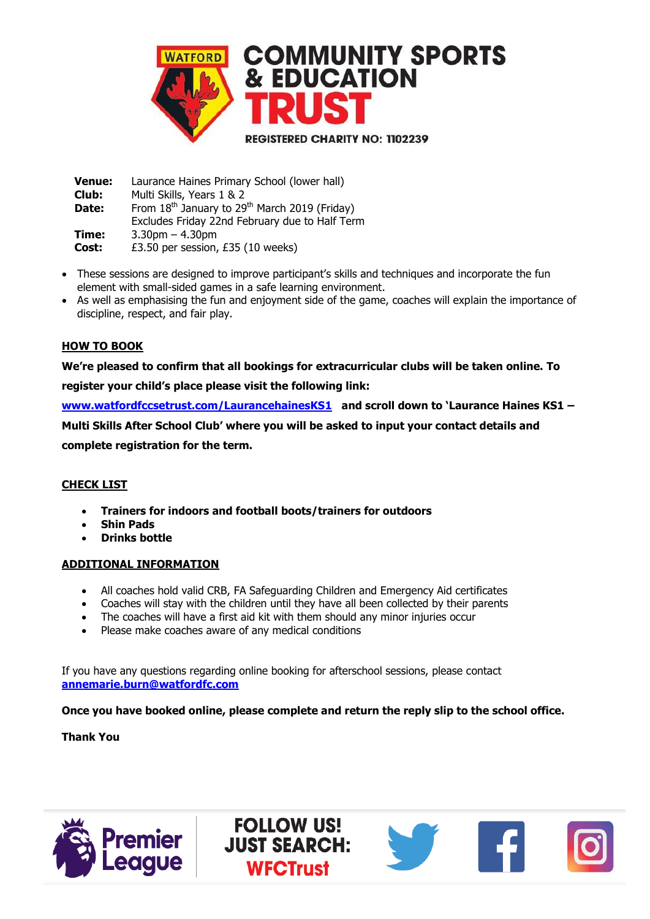# COMMUNITY SPORTS & EDUCATION TRUST

REGISTERED CHARITY NO: 1102239

| | |
|---|---|
| **Venue:** | Laurance Haines Primary School (lower hall) |
| **Club:** | Multi Skills, Years 1 & 2 |
| **Date:** | From 18th January to 29th March 2019 (Friday)<br>Excludes Friday 22nd February due to Half Term |
| **Time:** | 3.30pm – 4.30pm |
| **Cost:** | £3.50 per session, £35 (10 weeks) |

- These sessions are designed to improve participant's skills and techniques and incorporate the fun element with small-sided games in a safe learning environment.
- As well as emphasising the fun and enjoyment side of the game, coaches will explain the importance of discipline, respect, and fair play.

## HOW TO BOOK

**We're pleased to confirm that all bookings for extracurricular clubs will be taken online. To register your child's place please visit the following link:**

**[www.watfordfccsetrust.com/LaurancehainesKS1](http://www.watfordfccsetrust.com/LaurancehainesKS1) and scroll down to 'Laurance Haines KS1 – Multi Skills After School Club' where you will be asked to input your contact details and complete registration for the term.**

## CHECK LIST

- **Trainers for indoors and football boots/trainers for outdoors**
- **Shin Pads**
- **Drinks bottle**

## ADDITIONAL INFORMATION

- All coaches hold valid CRB, FA Safeguarding Children and Emergency Aid certificates
- Coaches will stay with the children until they have all been collected by their parents
- The coaches will have a first aid kit with them should any minor injuries occur
- Please make coaches aware of any medical conditions

If you have any questions regarding online booking for afterschool sessions, please contact **annemarie.burn@watfordfc.com**

**Once you have booked online, please complete and return the reply slip to the school office.**

**Thank You**

FOLLOW US! JUST SEARCH: WFCTrust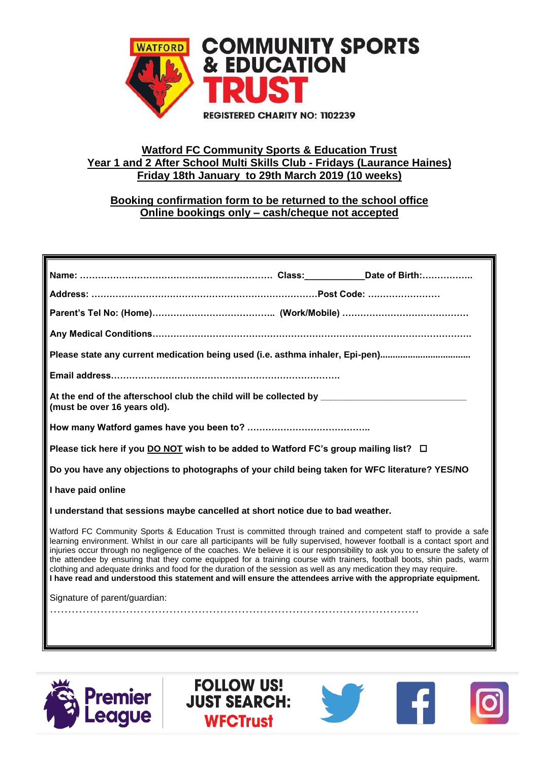WATFORD

# COMMUNITY SPORTS & EDUCATION TRUST

REGISTERED CHARITY NO: 1102239

## Watford FC Community Sports & Education Trust
## Year 1 and 2 After School Multi Skills Club - Fridays (Laurance Haines)
## Friday 18th January to 29th March 2019 (10 weeks)

**Booking confirmation form to be returned to the school office**
**Online bookings only – cash/cheque not accepted**

**Name:** ………………………………………………………… **Class:**___________**Date of Birth:**……………..

**Address:** ………………………………………………………………….**Post Code:** ……………………

**Parent's Tel No: (Home)**………………………………….. **(Work/Mobile)** ……………………………………

**Any Medical Conditions**……………………………………………………………………………………………

**Please state any current medication being used (i.e. asthma inhaler, Epi-pen)**..................................

**Email address**…………………………………………………………………….

**At the end of the afterschool club the child will be collected by** ____________________________
**(must be over 16 years old).**

**How many Watford games have you been to?** …………………………………..

**Please tick here if you DO NOT wish to be added to Watford FC's group mailing list?** ☐

**Do you have any objections to photographs of your child being taken for WFC literature? YES/NO**

**I have paid online**

**I understand that sessions maybe cancelled at short notice due to bad weather.**

Watford FC Community Sports & Education Trust is committed through trained and competent staff to provide a safe learning environment. Whilst in our care all participants will be fully supervised, however football is a contact sport and injuries occur through no negligence of the coaches. We believe it is our responsibility to ask you to ensure the safety of the attendee by ensuring that they come equipped for a training course with trainers, football boots, shin pads, warm clothing and adequate drinks and food for the duration of the session as well as any medication they may require.
**I have read and understood this statement and will ensure the attendees arrive with the appropriate equipment.**

Signature of parent/guardian:

……………………………………………………………………………………………

Premier League

FOLLOW US! JUST SEARCH: WFCTrust